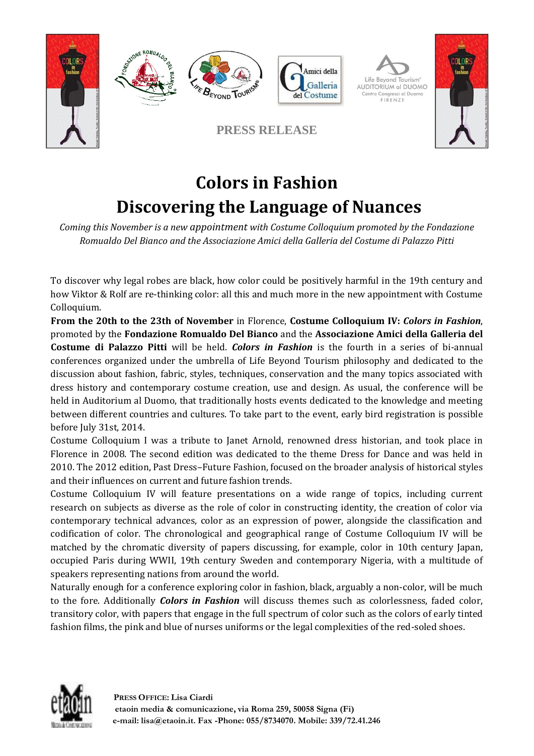**PRESS RELEASE**

# Colors in Fashion
# Discovering the Language of Nuances

*Coming this November is a new appointment with Costume Colloquium promoted by the Fondazione Romualdo Del Bianco and the Associazione Amici della Galleria del Costume di Palazzo Pitti*

To discover why legal robes are black, how color could be positively harmful in the 19th century and how Viktor & Rolf are re-thinking color: all this and much more in the new appointment with Costume Colloquium.

**From the 20th to the 23th of November** in Florence, **Costume Colloquium IV: *Colors in Fashion***, promoted by the **Fondazione Romualdo Del Bianco** and the **Associazione Amici della Galleria del Costume di Palazzo Pitti** will be held. ***Colors in Fashion*** is the fourth in a series of bi-annual conferences organized under the umbrella of Life Beyond Tourism philosophy and dedicated to the discussion about fashion, fabric, styles, techniques, conservation and the many topics associated with dress history and contemporary costume creation, use and design. As usual, the conference will be held in Auditorium al Duomo, that traditionally hosts events dedicated to the knowledge and meeting between different countries and cultures. To take part to the event, early bird registration is possible before July 31st, 2014.

Costume Colloquium I was a tribute to Janet Arnold, renowned dress historian, and took place in Florence in 2008. The second edition was dedicated to the theme Dress for Dance and was held in 2010. The 2012 edition, Past Dress–Future Fashion, focused on the broader analysis of historical styles and their influences on current and future fashion trends.

Costume Colloquium IV will feature presentations on a wide range of topics, including current research on subjects as diverse as the role of color in constructing identity, the creation of color via contemporary technical advances, color as an expression of power, alongside the classification and codification of color. The chronological and geographical range of Costume Colloquium IV will be matched by the chromatic diversity of papers discussing, for example, color in 10th century Japan, occupied Paris during WWII, 19th century Sweden and contemporary Nigeria, with a multitude of speakers representing nations from around the world.

Naturally enough for a conference exploring color in fashion, black, arguably a non-color, will be much to the fore. Additionally ***Colors in Fashion*** will discuss themes such as colorlessness, faded color, transitory color, with papers that engage in the full spectrum of color such as the colors of early tinted fashion films, the pink and blue of nurses uniforms or the legal complexities of the red-soled shoes.

**PRESS OFFICE: Lisa Ciardi**
**etaoin media & comunicazione, via Roma 259, 50058 Signa (Fi)**
**e-mail: lisa@etaoin.it. Fax -Phone: 055/8734070. Mobile: 339/72.41.246**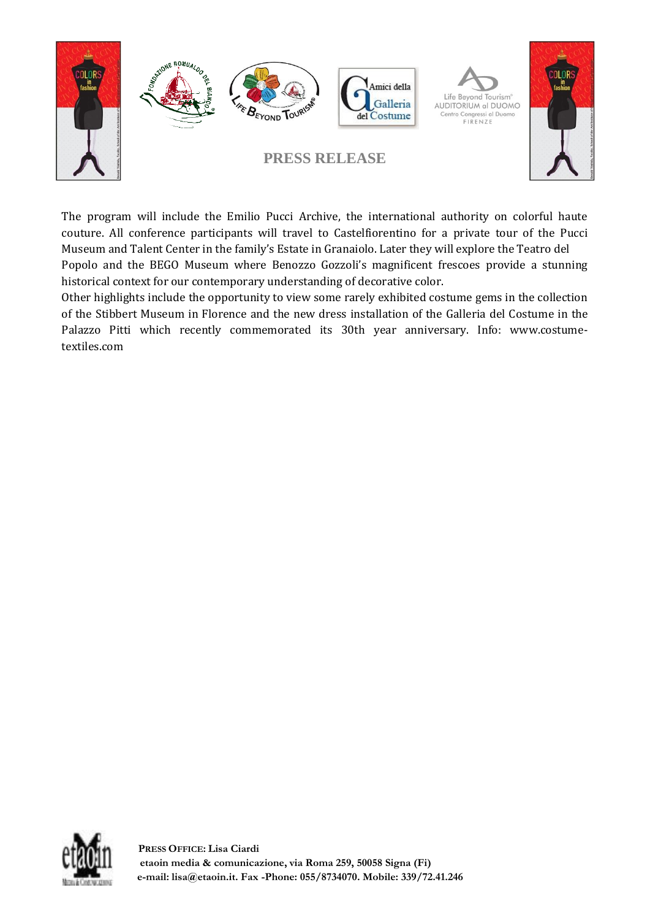**PRESS RELEASE**

The program will include the Emilio Pucci Archive, the international authority on colorful haute couture. All conference participants will travel to Castelfiorentino for a private tour of the Pucci Museum and Talent Center in the family's Estate in Granaiolo. Later they will explore the Teatro del Popolo and the BEGO Museum where Benozzo Gozzoli's magnificent frescoes provide a stunning historical context for our contemporary understanding of decorative color.

Other highlights include the opportunity to view some rarely exhibited costume gems in the collection of the Stibbert Museum in Florence and the new dress installation of the Galleria del Costume in the Palazzo Pitti which recently commemorated its 30th year anniversary. Info: www.costume-textiles.com

**PRESS OFFICE: Lisa Ciardi**
**etaoin media & comunicazione, via Roma 259, 50058 Signa (Fi)**
**e-mail: lisa@etaoin.it. Fax -Phone: 055/8734070. Mobile: 339/72.41.246**